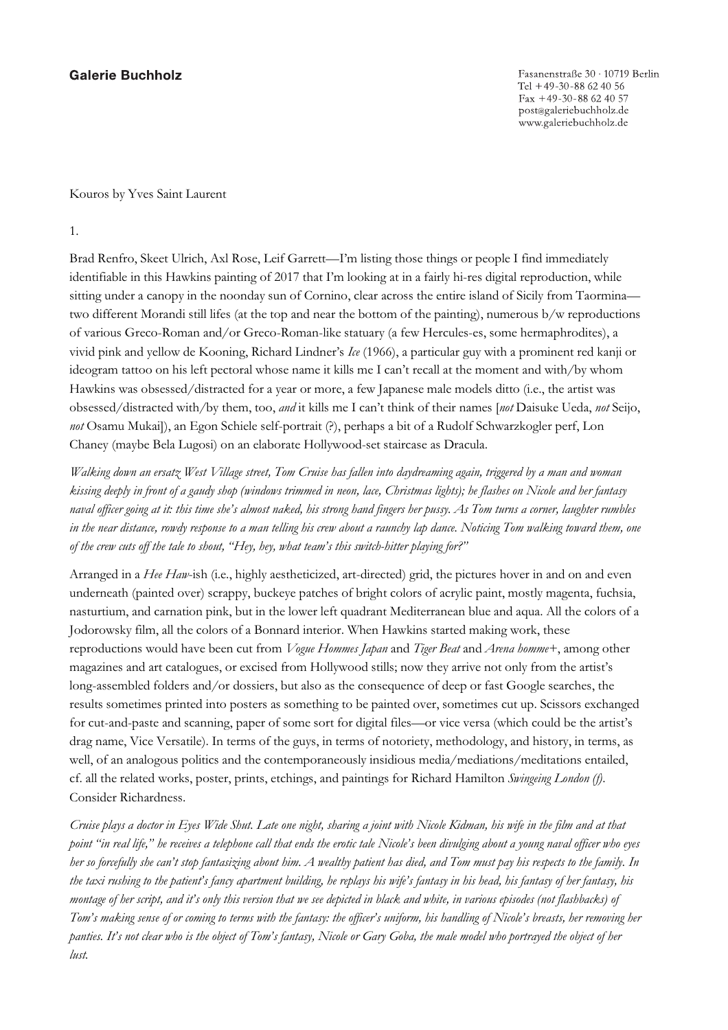Galerie Buchholz

Fasanenstraße 30 · 10719 Berlin
Tel +49-30-88 62 40 56
Fax +49-30-88 62 40 57
post@galeriebuchholz.de
www.galeriebuchholz.de

Kouros by Yves Saint Laurent

1.

Brad Renfro, Skeet Ulrich, Axl Rose, Leif Garrett—I'm listing those things or people I find immediately identifiable in this Hawkins painting of 2017 that I'm looking at in a fairly hi-res digital reproduction, while sitting under a canopy in the noonday sun of Cornino, clear across the entire island of Sicily from Taormina—two different Morandi still lifes (at the top and near the bottom of the painting), numerous b/w reproductions of various Greco-Roman and/or Greco-Roman-like statuary (a few Hercules-es, some hermaphrodites), a vivid pink and yellow de Kooning, Richard Lindner's *Ice* (1966), a particular guy with a prominent red kanji or ideogram tattoo on his left pectoral whose name it kills me I can't recall at the moment and with/by whom Hawkins was obsessed/distracted for a year or more, a few Japanese male models ditto (i.e., the artist was obsessed/distracted with/by them, too, *and* it kills me I can't think of their names [*not* Daisuke Ueda, *not* Seijo, *not* Osamu Mukai]), an Egon Schiele self-portrait (?), perhaps a bit of a Rudolf Schwarzkogler perf, Lon Chaney (maybe Bela Lugosi) on an elaborate Hollywood-set staircase as Dracula.

*Walking down an ersatz West Village street, Tom Cruise has fallen into daydreaming again, triggered by a man and woman kissing deeply in front of a gaudy shop (windows trimmed in neon, lace, Christmas lights); he flashes on Nicole and her fantasy naval officer going at it: this time she's almost naked, his strong hand fingers her pussy. As Tom turns a corner, laughter rumbles in the near distance, rowdy response to a man telling his crew about a raunchy lap dance. Noticing Tom walking toward them, one of the crew cuts off the tale to shout, "Hey, hey, what team's this switch-hitter playing for?"*

Arranged in a *Hee Haw*-ish (i.e., highly aestheticized, art-directed) grid, the pictures hover in and on and even underneath (painted over) scrappy, buckeye patches of bright colors of acrylic paint, mostly magenta, fuchsia, nasturtium, and carnation pink, but in the lower left quadrant Mediterranean blue and aqua. All the colors of a Jodorowsky film, all the colors of a Bonnard interior. When Hawkins started making work, these reproductions would have been cut from *Vogue Hommes Japan* and *Tiger Beat* and *Arena homme+*, among other magazines and art catalogues, or excised from Hollywood stills; now they arrive not only from the artist's long-assembled folders and/or dossiers, but also as the consequence of deep or fast Google searches, the results sometimes printed into posters as something to be painted over, sometimes cut up. Scissors exchanged for cut-and-paste and scanning, paper of some sort for digital files—or vice versa (which could be the artist's drag name, Vice Versatile). In terms of the guys, in terms of notoriety, methodology, and history, in terms, as well, of an analogous politics and the contemporaneously insidious media/mediations/meditations entailed, cf. all the related works, poster, prints, etchings, and paintings for Richard Hamilton *Swingeing London (f)*. Consider Richardness.

*Cruise plays a doctor in Eyes Wide Shut. Late one night, sharing a joint with Nicole Kidman, his wife in the film and at that point "in real life," he receives a telephone call that ends the erotic tale Nicole's been divulging about a young naval officer who eyes her so forcefully she can't stop fantasizing about him. A wealthy patient has died, and Tom must pay his respects to the family. In the taxi rushing to the patient's fancy apartment building, he replays his wife's fantasy in his head, his fantasy of her fantasy, his montage of her script, and it's only this version that we see depicted in black and white, in various episodes (not flashbacks) of Tom's making sense of or coming to terms with the fantasy: the officer's uniform, his handling of Nicole's breasts, her removing her panties. It's not clear who is the object of Tom's fantasy, Nicole or Gary Goba, the male model who portrayed the object of her lust.*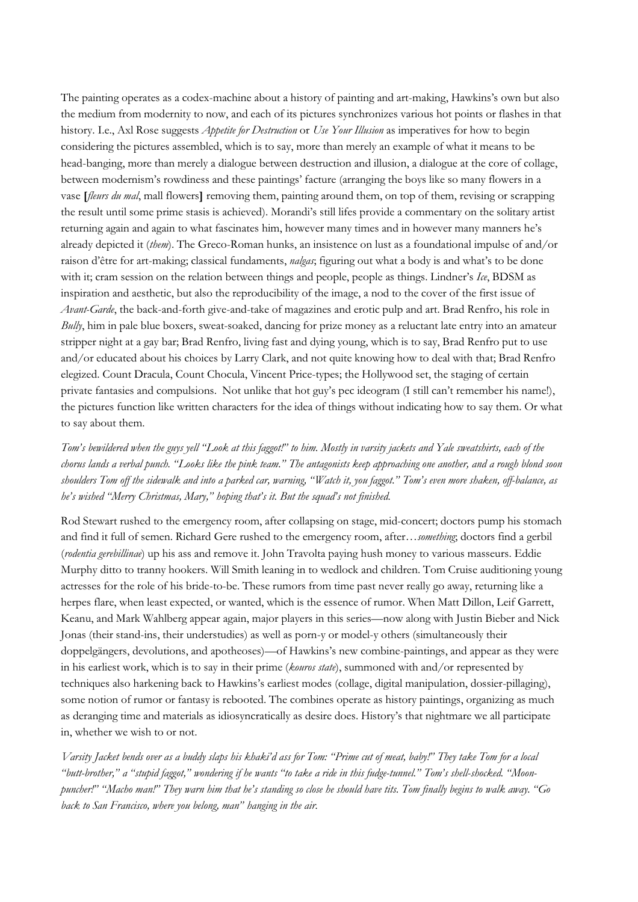The painting operates as a codex-machine about a history of painting and art-making, Hawkins's own but also the medium from modernity to now, and each of its pictures synchronizes various hot points or flashes in that history. I.e., Axl Rose suggests *Appetite for Destruction* or *Use Your Illusion* as imperatives for how to begin considering the pictures assembled, which is to say, more than merely an example of what it means to be head-banging, more than merely a dialogue between destruction and illusion, a dialogue at the core of collage, between modernism's rowdiness and these paintings' facture (arranging the boys like so many flowers in a vase **[***fleurs du mal*, mall flowers**]** removing them, painting around them, on top of them, revising or scrapping the result until some prime stasis is achieved). Morandi's still lifes provide a commentary on the solitary artist returning again and again to what fascinates him, however many times and in however many manners he's already depicted it (*them*). The Greco-Roman hunks, an insistence on lust as a foundational impulse of and/or raison d'être for art-making; classical fundaments, *nalgas*; figuring out what a body is and what's to be done with it; cram session on the relation between things and people, people as things. Lindner's *Ice*, BDSM as inspiration and aesthetic, but also the reproducibility of the image, a nod to the cover of the first issue of *Avant-Garde*, the back-and-forth give-and-take of magazines and erotic pulp and art. Brad Renfro, his role in *Bully*, him in pale blue boxers, sweat-soaked, dancing for prize money as a reluctant late entry into an amateur stripper night at a gay bar; Brad Renfro, living fast and dying young, which is to say, Brad Renfro put to use and/or educated about his choices by Larry Clark, and not quite knowing how to deal with that; Brad Renfro elegized. Count Dracula, Count Chocula, Vincent Price-types; the Hollywood set, the staging of certain private fantasies and compulsions. Not unlike that hot guy's pec ideogram (I still can't remember his name!), the pictures function like written characters for the idea of things without indicating how to say them. Or what to say about them.

*Tom's bewildered when the guys yell "Look at this faggot!" to him. Mostly in varsity jackets and Yale sweatshirts, each of the chorus lands a verbal punch. "Looks like the pink team." The antagonists keep approaching one another, and a rough blond soon shoulders Tom off the sidewalk and into a parked car, warning, "Watch it, you faggot." Tom's even more shaken, off-balance, as he's wished "Merry Christmas, Mary," hoping that's it. But the squad's not finished.*

Rod Stewart rushed to the emergency room, after collapsing on stage, mid-concert; doctors pump his stomach and find it full of semen. Richard Gere rushed to the emergency room, after…*something*; doctors find a gerbil (*rodentia gerebillinae*) up his ass and remove it. John Travolta paying hush money to various masseurs. Eddie Murphy ditto to tranny hookers. Will Smith leaning in to wedlock and children. Tom Cruise auditioning young actresses for the role of his bride-to-be. These rumors from time past never really go away, returning like a herpes flare, when least expected, or wanted, which is the essence of rumor. When Matt Dillon, Leif Garrett, Keanu, and Mark Wahlberg appear again, major players in this series—now along with Justin Bieber and Nick Jonas (their stand-ins, their understudies) as well as porn-y or model-y others (simultaneously their doppelgängers, devolutions, and apotheoses)—of Hawkins's new combine-paintings, and appear as they were in his earliest work, which is to say in their prime (*kouros state*), summoned with and/or represented by techniques also harkening back to Hawkins's earliest modes (collage, digital manipulation, dossier-pillaging), some notion of rumor or fantasy is rebooted. The combines operate as history paintings, organizing as much as deranging time and materials as idiosyncratically as desire does. History's that nightmare we all participate in, whether we wish to or not.

*Varsity Jacket bends over as a buddy slaps his khaki'd ass for Tom: "Prime cut of meat, baby!" They take Tom for a local "butt-brother," a "stupid faggot," wondering if he wants "to take a ride in this fudge-tunnel." Tom's shell-shocked. "Moon-puncher!" "Macho man!" They warn him that he's standing so close he should have tits. Tom finally begins to walk away. "Go back to San Francisco, where you belong, man" hanging in the air.*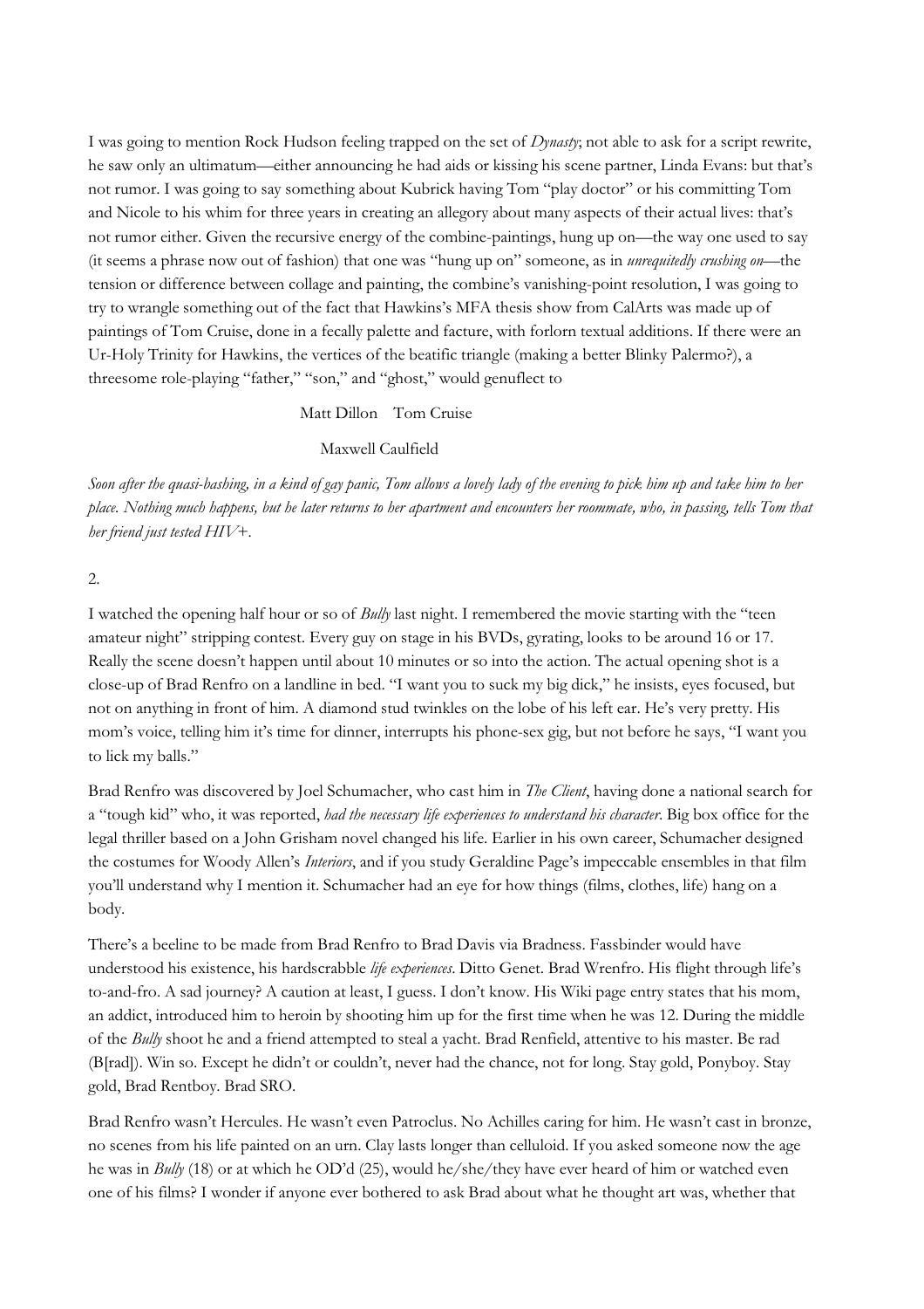I was going to mention Rock Hudson feeling trapped on the set of *Dynasty*; not able to ask for a script rewrite, he saw only an ultimatum—either announcing he had aids or kissing his scene partner, Linda Evans: but that's not rumor. I was going to say something about Kubrick having Tom "play doctor" or his committing Tom and Nicole to his whim for three years in creating an allegory about many aspects of their actual lives: that's not rumor either. Given the recursive energy of the combine-paintings, hung up on—the way one used to say (it seems a phrase now out of fashion) that one was "hung up on" someone, as in *unrequitedly crushing on*—the tension or difference between collage and painting, the combine's vanishing-point resolution, I was going to try to wrangle something out of the fact that Hawkins's MFA thesis show from CalArts was made up of paintings of Tom Cruise, done in a fecally palette and facture, with forlorn textual additions. If there were an Ur-Holy Trinity for Hawkins, the vertices of the beatific triangle (making a better Blinky Palermo?), a threesome role-playing "father," "son," and "ghost," would genuflect to

Matt Dillon    Tom Cruise

Maxwell Caulfield

*Soon after the quasi-bashing, in a kind of gay panic, Tom allows a lovely lady of the evening to pick him up and take him to her place. Nothing much happens, but he later returns to her apartment and encounters her roommate, who, in passing, tells Tom that her friend just tested HIV+.*

2.

I watched the opening half hour or so of *Bully* last night. I remembered the movie starting with the "teen amateur night" stripping contest. Every guy on stage in his BVDs, gyrating, looks to be around 16 or 17. Really the scene doesn't happen until about 10 minutes or so into the action. The actual opening shot is a close-up of Brad Renfro on a landline in bed. "I want you to suck my big dick," he insists, eyes focused, but not on anything in front of him. A diamond stud twinkles on the lobe of his left ear. He's very pretty. His mom's voice, telling him it's time for dinner, interrupts his phone-sex gig, but not before he says, "I want you to lick my balls."

Brad Renfro was discovered by Joel Schumacher, who cast him in *The Client*, having done a national search for a "tough kid" who, it was reported, *had the necessary life experiences to understand his character*. Big box office for the legal thriller based on a John Grisham novel changed his life. Earlier in his own career, Schumacher designed the costumes for Woody Allen's *Interiors*, and if you study Geraldine Page's impeccable ensembles in that film you'll understand why I mention it. Schumacher had an eye for how things (films, clothes, life) hang on a body.

There's a beeline to be made from Brad Renfro to Brad Davis via Bradness. Fassbinder would have understood his existence, his hardscrabble *life experiences*. Ditto Genet. Brad Wrenfro. His flight through life's to-and-fro. A sad journey? A caution at least, I guess. I don't know. His Wiki page entry states that his mom, an addict, introduced him to heroin by shooting him up for the first time when he was 12. During the middle of the *Bully* shoot he and a friend attempted to steal a yacht. Brad Renfield, attentive to his master. Be rad (B[rad]). Win so. Except he didn't or couldn't, never had the chance, not for long. Stay gold, Ponyboy. Stay gold, Brad Rentboy. Brad SRO.

Brad Renfro wasn't Hercules. He wasn't even Patroclus. No Achilles caring for him. He wasn't cast in bronze, no scenes from his life painted on an urn. Clay lasts longer than celluloid. If you asked someone now the age he was in *Bully* (18) or at which he OD'd (25), would he/she/they have ever heard of him or watched even one of his films? I wonder if anyone ever bothered to ask Brad about what he thought art was, whether that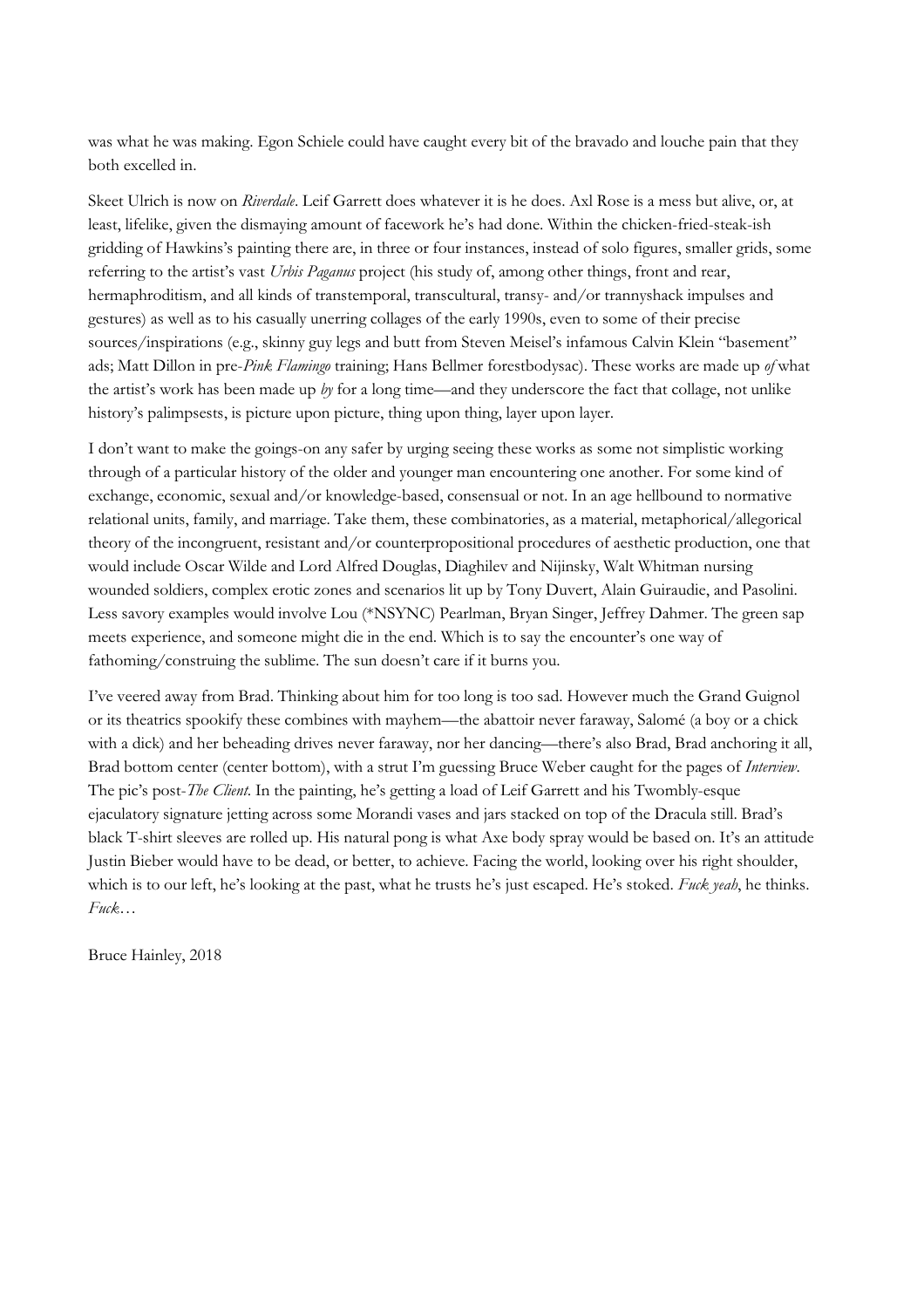was what he was making. Egon Schiele could have caught every bit of the bravado and louche pain that they both excelled in.

Skeet Ulrich is now on *Riverdale*. Leif Garrett does whatever it is he does. Axl Rose is a mess but alive, or, at least, lifelike, given the dismaying amount of facework he's had done. Within the chicken-fried-steak-ish gridding of Hawkins's painting there are, in three or four instances, instead of solo figures, smaller grids, some referring to the artist's vast *Urbis Paganus* project (his study of, among other things, front and rear, hermaphroditism, and all kinds of transtemporal, transcultural, transy- and/or trannyshack impulses and gestures) as well as to his casually unerring collages of the early 1990s, even to some of their precise sources/inspirations (e.g., skinny guy legs and butt from Steven Meisel's infamous Calvin Klein "basement" ads; Matt Dillon in pre-*Pink Flamingo* training; Hans Bellmer forestbodysac). These works are made up *of* what the artist's work has been made up *by* for a long time—and they underscore the fact that collage, not unlike history's palimpsests, is picture upon picture, thing upon thing, layer upon layer.

I don't want to make the goings-on any safer by urging seeing these works as some not simplistic working through of a particular history of the older and younger man encountering one another. For some kind of exchange, economic, sexual and/or knowledge-based, consensual or not. In an age hellbound to normative relational units, family, and marriage. Take them, these combinatories, as a material, metaphorical/allegorical theory of the incongruent, resistant and/or counterpropositional procedures of aesthetic production, one that would include Oscar Wilde and Lord Alfred Douglas, Diaghilev and Nijinsky, Walt Whitman nursing wounded soldiers, complex erotic zones and scenarios lit up by Tony Duvert, Alain Guiraudie, and Pasolini. Less savory examples would involve Lou (*NSYNC) Pearlman, Bryan Singer, Jeffrey Dahmer. The green sap meets experience, and someone might die in the end. Which is to say the encounter's one way of fathoming/construing the sublime. The sun doesn't care if it burns you.

I've veered away from Brad. Thinking about him for too long is too sad. However much the Grand Guignol or its theatrics spookify these combines with mayhem—the abattoir never faraway, Salomé (a boy or a chick with a dick) and her beheading drives never faraway, nor her dancing—there's also Brad, Brad anchoring it all, Brad bottom center (center bottom), with a strut I'm guessing Bruce Weber caught for the pages of *Interview*. The pic's post-*The Client*. In the painting, he's getting a load of Leif Garrett and his Twombly-esque ejaculatory signature jetting across some Morandi vases and jars stacked on top of the Dracula still. Brad's black T-shirt sleeves are rolled up. His natural pong is what Axe body spray would be based on. It's an attitude Justin Bieber would have to be dead, or better, to achieve. Facing the world, looking over his right shoulder, which is to our left, he's looking at the past, what he trusts he's just escaped. He's stoked. *Fuck yeah*, he thinks. *Fuck…*

Bruce Hainley, 2018